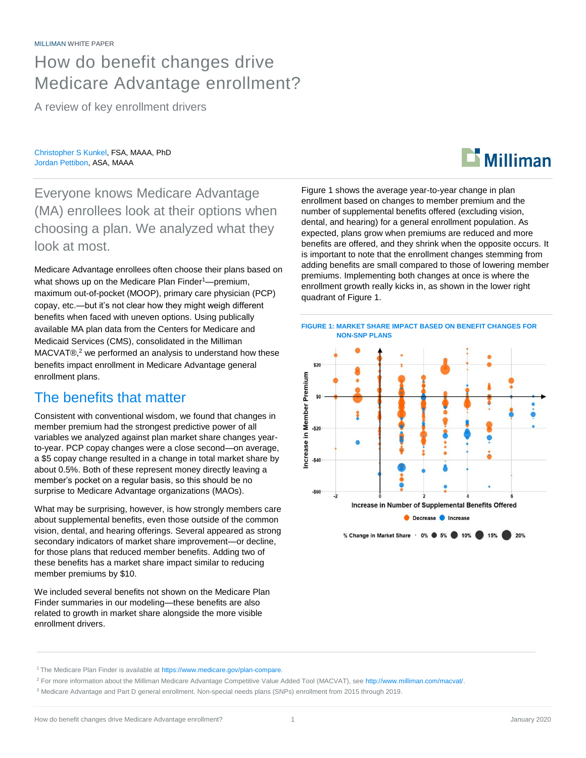MILLIMAN WHITE PAPER

# How do benefit changes drive Medicare Advantage enrollment?

A review of key enrollment drivers

Christopher S Kunkel, FSA, MAAA, PhD
Jordan Pettibon, ASA, MAAA

Everyone knows Medicare Advantage (MA) enrollees look at their options when choosing a plan. We analyzed what they look at most.

Medicare Advantage enrollees often choose their plans based on what shows up on the Medicare Plan Finder[1]—premium, maximum out-of-pocket (MOOP), primary care physician (PCP) copay, etc.—but it's not clear how they might weigh different benefits when faced with uneven options. Using publically available MA plan data from the Centers for Medicare and Medicaid Services (CMS), consolidated in the Milliman MACVAT®,[2] we performed an analysis to understand how these benefits impact enrollment in Medicare Advantage general enrollment plans.

## The benefits that matter

Consistent with conventional wisdom, we found that changes in member premium had the strongest predictive power of all variables we analyzed against plan market share changes year-to-year. PCP copay changes were a close second—on average, a $5 copay change resulted in a change in total market share by about 0.5%. Both of these represent money directly leaving a member's pocket on a regular basis, so this should be no surprise to Medicare Advantage organizations (MAOs).

What may be surprising, however, is how strongly members care about supplemental benefits, even those outside of the common vision, dental, and hearing offerings. Several appeared as strong secondary indicators of market share improvement—or decline, for those plans that reduced member benefits. Adding two of these benefits has a market share impact similar to reducing member premiums by $10.

We included several benefits not shown on the Medicare Plan Finder summaries in our modeling—these benefits are also related to growth in market share alongside the more visible enrollment drivers.

Figure 1 shows the average year-to-year change in plan enrollment based on changes to member premium and the number of supplemental benefits offered (excluding vision, dental, and hearing) for a general enrollment population. As expected, plans grow when premiums are reduced and more benefits are offered, and they shrink when the opposite occurs. It is important to note that the enrollment changes stemming from adding benefits are small compared to those of lowering member premiums. Implementing both changes at once is where the enrollment growth really kicks in, as shown in the lower right quadrant of Figure 1.

**FIGURE 1: MARKET SHARE IMPACT BASED ON BENEFIT CHANGES FOR NON-SNP PLANS**

[1] The Medicare Plan Finder is available at https://www.medicare.gov/plan-compare.

[2] For more information about the Milliman Medicare Advantage Competitive Value Added Tool (MACVAT), see http://www.milliman.com/macvat/.

[3] Medicare Advantage and Part D general enrollment. Non-special needs plans (SNPs) enrollment from 2015 through 2019.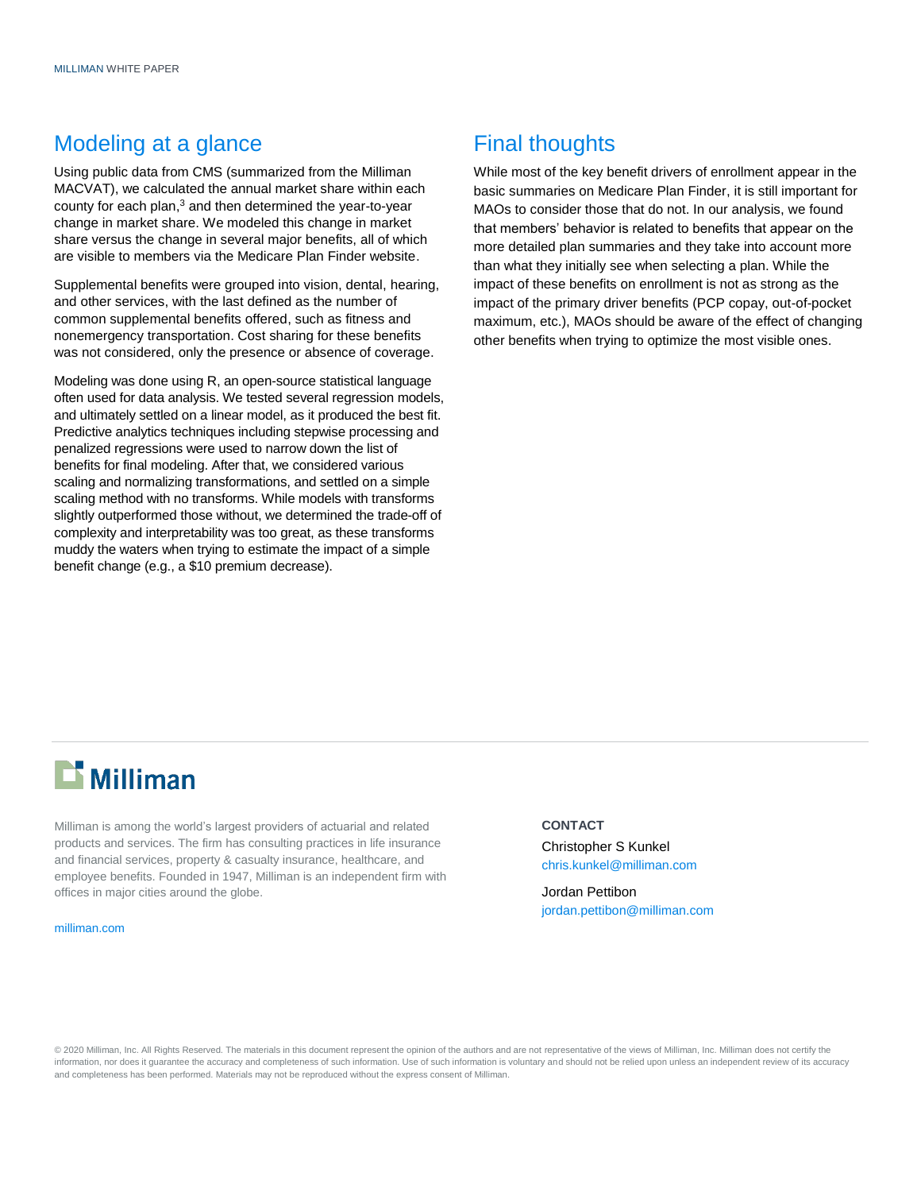## Modeling at a glance

Using public data from CMS (summarized from the Milliman MACVAT), we calculated the annual market share within each county for each plan,[3] and then determined the year-to-year change in market share. We modeled this change in market share versus the change in several major benefits, all of which are visible to members via the Medicare Plan Finder website.

Supplemental benefits were grouped into vision, dental, hearing, and other services, with the last defined as the number of common supplemental benefits offered, such as fitness and nonemergency transportation. Cost sharing for these benefits was not considered, only the presence or absence of coverage.

Modeling was done using R, an open-source statistical language often used for data analysis. We tested several regression models, and ultimately settled on a linear model, as it produced the best fit. Predictive analytics techniques including stepwise processing and penalized regressions were used to narrow down the list of benefits for final modeling. After that, we considered various scaling and normalizing transformations, and settled on a simple scaling method with no transforms. While models with transforms slightly outperformed those without, we determined the trade-off of complexity and interpretability was too great, as these transforms muddy the waters when trying to estimate the impact of a simple benefit change (e.g., a $10 premium decrease).

## Final thoughts

While most of the key benefit drivers of enrollment appear in the basic summaries on Medicare Plan Finder, it is still important for MAOs to consider those that do not. In our analysis, we found that members' behavior is related to benefits that appear on the more detailed plan summaries and they take into account more than what they initially see when selecting a plan. While the impact of these benefits on enrollment is not as strong as the impact of the primary driver benefits (PCP copay, out-of-pocket maximum, etc.), MAOs should be aware of the effect of changing other benefits when trying to optimize the most visible ones.

---

**Milliman**

Milliman is among the world's largest providers of actuarial and related products and services. The firm has consulting practices in life insurance and financial services, property & casualty insurance, healthcare, and employee benefits. Founded in 1947, Milliman is an independent firm with offices in major cities around the globe.

milliman.com

**CONTACT**

Christopher S Kunkel
chris.kunkel@milliman.com

Jordan Pettibon
jordan.pettibon@milliman.com

© 2020 Milliman, Inc. All Rights Reserved. The materials in this document represent the opinion of the authors and are not representative of the views of Milliman, Inc. Milliman does not certify the information, nor does it guarantee the accuracy and completeness of such information. Use of such information is voluntary and should not be relied upon unless an independent review of its accuracy and completeness has been performed. Materials may not be reproduced without the express consent of Milliman.